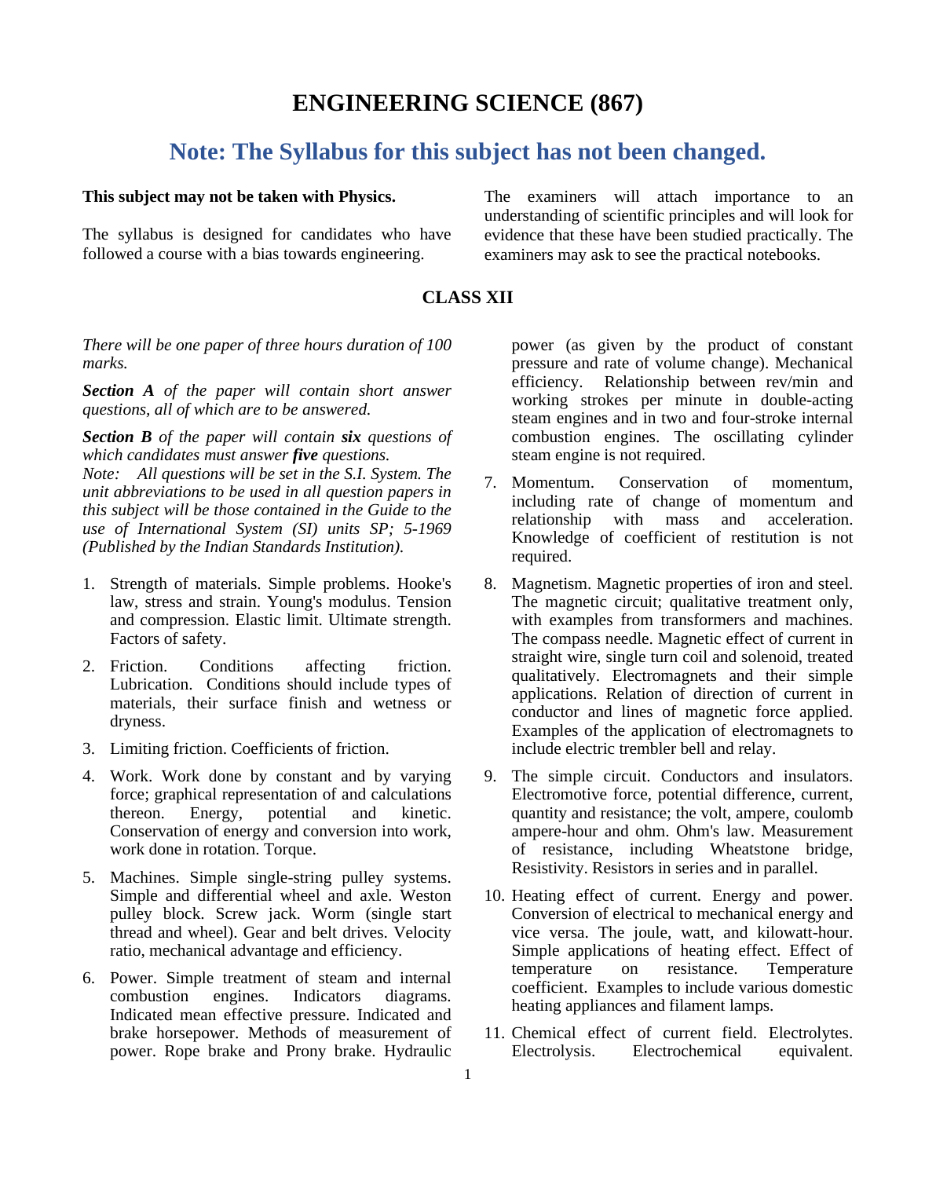# ENGINEERING SCIENCE (867)

## Note: The Syllabus for this subject has not been changed.

**This subject may not be taken with Physics.**

The syllabus is designed for candidates who have followed a course with a bias towards engineering.

The examiners will attach importance to an understanding of scientific principles and will look for evidence that these have been studied practically. The examiners may ask to see the practical notebooks.

### CLASS XII

*There will be one paper of three hours duration of 100 marks.*

***Section A*** *of the paper will contain short answer questions, all of which are to be answered.*

***Section B*** *of the paper will contain* ***six*** *questions of which candidates must answer* ***five*** *questions.*

*Note: All questions will be set in the S.I. System. The unit abbreviations to be used in all question papers in this subject will be those contained in the Guide to the use of International System (SI) units SP; 5-1969 (Published by the Indian Standards Institution).*

1. Strength of materials. Simple problems. Hooke's law, stress and strain. Young's modulus. Tension and compression. Elastic limit. Ultimate strength. Factors of safety.

2. Friction. Conditions affecting friction. Lubrication. Conditions should include types of materials, their surface finish and wetness or dryness.

3. Limiting friction. Coefficients of friction.

4. Work. Work done by constant and by varying force; graphical representation of and calculations thereon. Energy, potential and kinetic. Conservation of energy and conversion into work, work done in rotation. Torque.

5. Machines. Simple single-string pulley systems. Simple and differential wheel and axle. Weston pulley block. Screw jack. Worm (single start thread and wheel). Gear and belt drives. Velocity ratio, mechanical advantage and efficiency.

6. Power. Simple treatment of steam and internal combustion engines. Indicators diagrams. Indicated mean effective pressure. Indicated and brake horsepower. Methods of measurement of power. Rope brake and Prony brake. Hydraulic power (as given by the product of constant pressure and rate of volume change). Mechanical efficiency. Relationship between rev/min and working strokes per minute in double-acting steam engines and in two and four-stroke internal combustion engines. The oscillating cylinder steam engine is not required.

7. Momentum. Conservation of momentum, including rate of change of momentum and relationship with mass and acceleration. Knowledge of coefficient of restitution is not required.

8. Magnetism. Magnetic properties of iron and steel. The magnetic circuit; qualitative treatment only, with examples from transformers and machines. The compass needle. Magnetic effect of current in straight wire, single turn coil and solenoid, treated qualitatively. Electromagnets and their simple applications. Relation of direction of current in conductor and lines of magnetic force applied. Examples of the application of electromagnets to include electric trembler bell and relay.

9. The simple circuit. Conductors and insulators. Electromotive force, potential difference, current, quantity and resistance; the volt, ampere, coulomb ampere-hour and ohm. Ohm's law. Measurement of resistance, including Wheatstone bridge, Resistivity. Resistors in series and in parallel.

10. Heating effect of current. Energy and power. Conversion of electrical to mechanical energy and vice versa. The joule, watt, and kilowatt-hour. Simple applications of heating effect. Effect of temperature on resistance. Temperature coefficient. Examples to include various domestic heating appliances and filament lamps.

11. Chemical effect of current field. Electrolytes. Electrolysis. Electrochemical equivalent.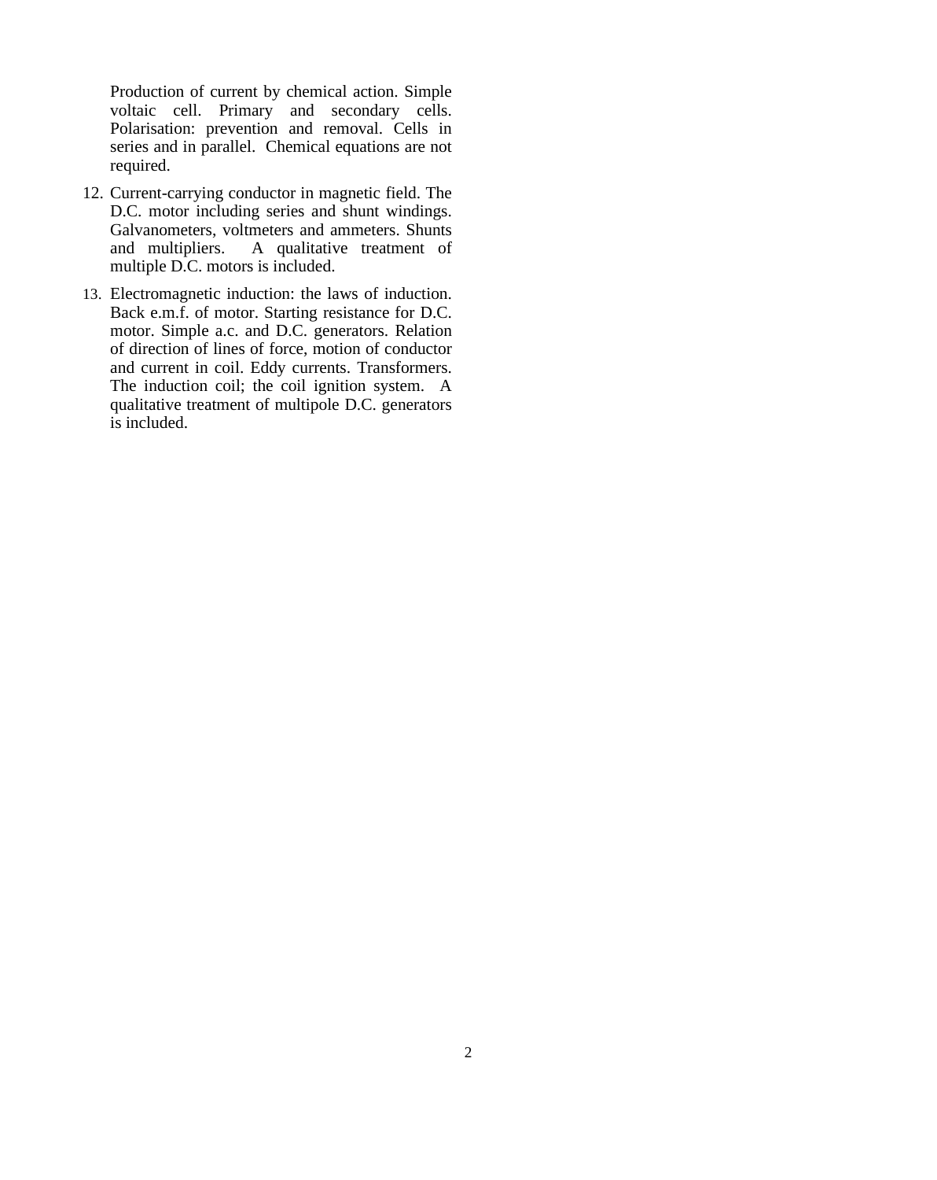Production of current by chemical action. Simple voltaic cell. Primary and secondary cells. Polarisation: prevention and removal. Cells in series and in parallel. Chemical equations are not required.

12. Current-carrying conductor in magnetic field. The D.C. motor including series and shunt windings. Galvanometers, voltmeters and ammeters. Shunts and multipliers. A qualitative treatment of multiple D.C. motors is included.

13. Electromagnetic induction: the laws of induction. Back e.m.f. of motor. Starting resistance for D.C. motor. Simple a.c. and D.C. generators. Relation of direction of lines of force, motion of conductor and current in coil. Eddy currents. Transformers. The induction coil; the coil ignition system. A qualitative treatment of multipole D.C. generators is included.